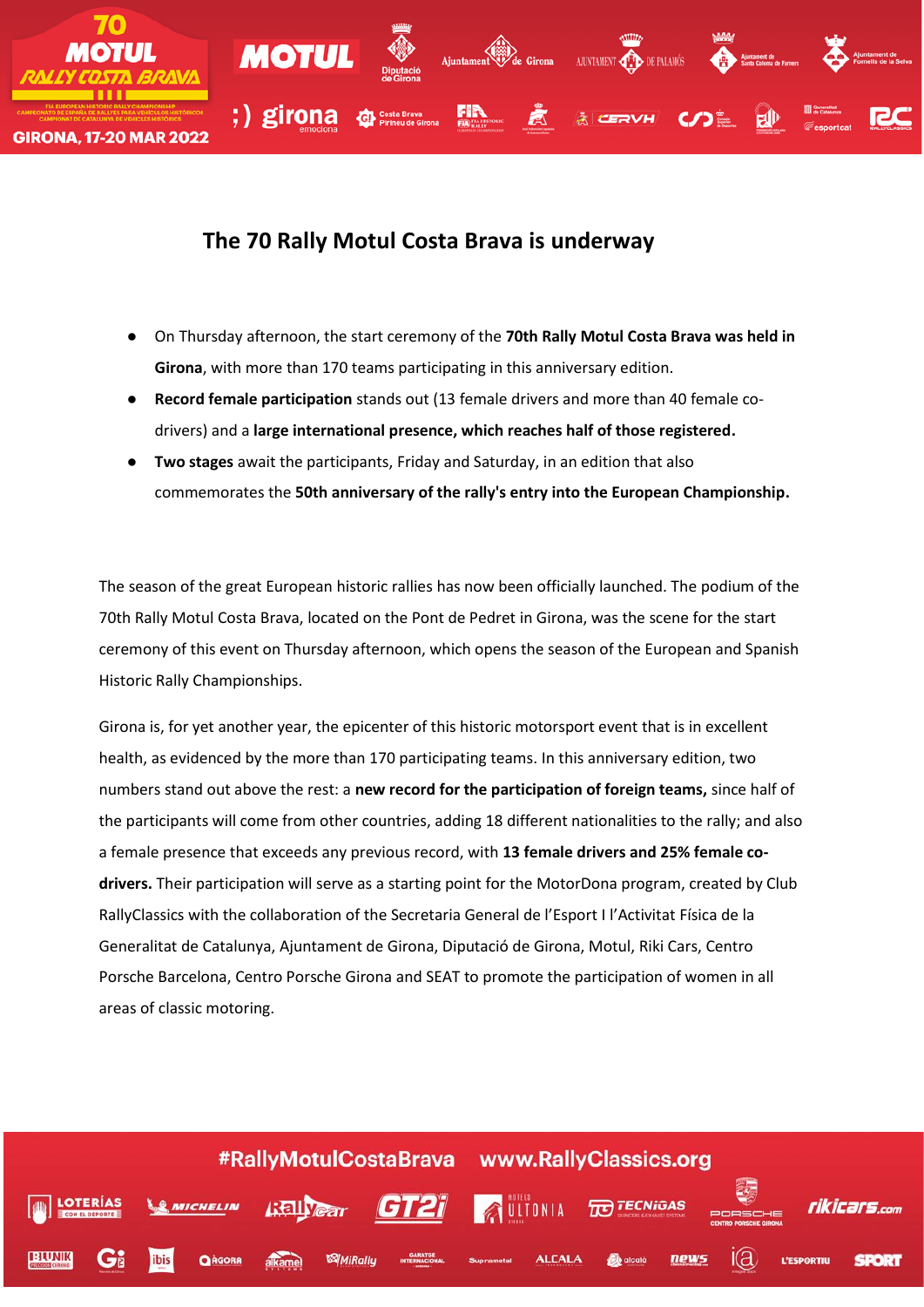# The 70 Rally Motul Costa Brava is underway

- On Thursday afternoon, the start ceremony of the **70th Rally Motul Costa Brava was held in Girona**, with more than 170 teams participating in this anniversary edition.
- **Record female participation** stands out (13 female drivers and more than 40 female co-drivers) and a **large international presence, which reaches half of those registered.**
- **Two stages** await the participants, Friday and Saturday, in an edition that also commemorates the **50th anniversary of the rally's entry into the European Championship.**

The season of the great European historic rallies has now been officially launched. The podium of the 70th Rally Motul Costa Brava, located on the Pont de Pedret in Girona, was the scene for the start ceremony of this event on Thursday afternoon, which opens the season of the European and Spanish Historic Rally Championships.

Girona is, for yet another year, the epicenter of this historic motorsport event that is in excellent health, as evidenced by the more than 170 participating teams. In this anniversary edition, two numbers stand out above the rest: a **new record for the participation of foreign teams,** since half of the participants will come from other countries, adding 18 different nationalities to the rally; and also a female presence that exceeds any previous record, with **13 female drivers and 25% female co-drivers.** Their participation will serve as a starting point for the MotorDona program, created by Club RallyClassics with the collaboration of the Secretaria General de l'Esport I l'Activitat Física de la Generalitat de Catalunya, Ajuntament de Girona, Diputació de Girona, Motul, Riki Cars, Centro Porsche Barcelona, Centro Porsche Girona and SEAT to promote the participation of women in all areas of classic motoring.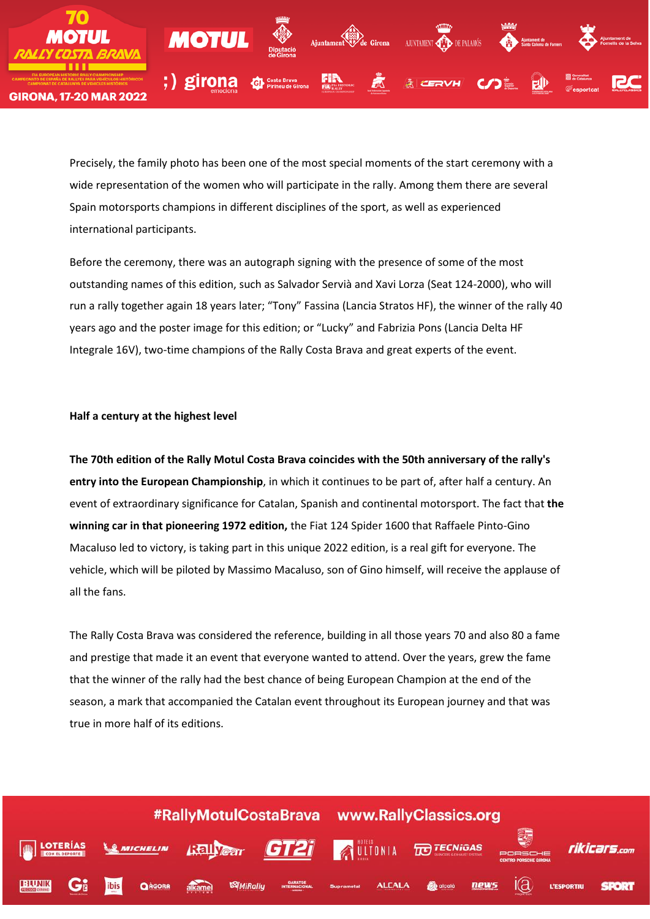Precisely, the family photo has been one of the most special moments of the start ceremony with a wide representation of the women who will participate in the rally. Among them there are several Spain motorsports champions in different disciplines of the sport, as well as experienced international participants.

Before the ceremony, there was an autograph signing with the presence of some of the most outstanding names of this edition, such as Salvador Servià and Xavi Lorza (Seat 124-2000), who will run a rally together again 18 years later; "Tony" Fassina (Lancia Stratos HF), the winner of the rally 40 years ago and the poster image for this edition; or "Lucky" and Fabrizia Pons (Lancia Delta HF Integrale 16V), two-time champions of the Rally Costa Brava and great experts of the event.

**Half a century at the highest level**

**The 70th edition of the Rally Motul Costa Brava coincides with the 50th anniversary of the rally's entry into the European Championship**, in which it continues to be part of, after half a century. An event of extraordinary significance for Catalan, Spanish and continental motorsport. The fact that **the winning car in that pioneering 1972 edition,** the Fiat 124 Spider 1600 that Raffaele Pinto-Gino Macaluso led to victory, is taking part in this unique 2022 edition, is a real gift for everyone. The vehicle, which will be piloted by Massimo Macaluso, son of Gino himself, will receive the applause of all the fans.

The Rally Costa Brava was considered the reference, building in all those years 70 and also 80 a fame and prestige that made it an event that everyone wanted to attend. Over the years, grew the fame that the winner of the rally had the best chance of being European Champion at the end of the season, a mark that accompanied the Catalan event throughout its European journey and that was true in more half of its editions.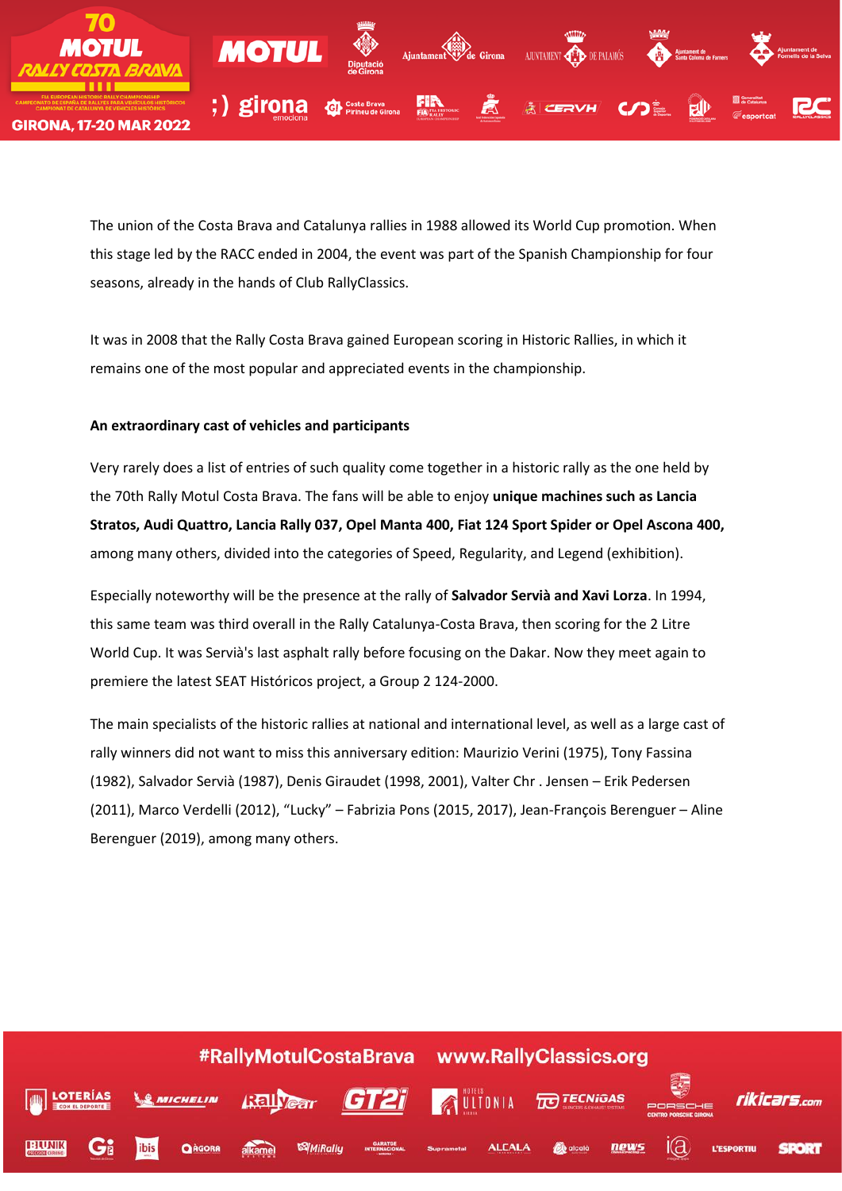The union of the Costa Brava and Catalunya rallies in 1988 allowed its World Cup promotion. When this stage led by the RACC ended in 2004, the event was part of the Spanish Championship for four seasons, already in the hands of Club RallyClassics.

It was in 2008 that the Rally Costa Brava gained European scoring in Historic Rallies, in which it remains one of the most popular and appreciated events in the championship.

**An extraordinary cast of vehicles and participants**

Very rarely does a list of entries of such quality come together in a historic rally as the one held by the 70th Rally Motul Costa Brava. The fans will be able to enjoy **unique machines such as Lancia Stratos, Audi Quattro, Lancia Rally 037, Opel Manta 400, Fiat 124 Sport Spider or Opel Ascona 400,** among many others, divided into the categories of Speed, Regularity, and Legend (exhibition).

Especially noteworthy will be the presence at the rally of **Salvador Servià and Xavi Lorza**. In 1994, this same team was third overall in the Rally Catalunya-Costa Brava, then scoring for the 2 Litre World Cup. It was Servià's last asphalt rally before focusing on the Dakar. Now they meet again to premiere the latest SEAT Históricos project, a Group 2 124-2000.

The main specialists of the historic rallies at national and international level, as well as a large cast of rally winners did not want to miss this anniversary edition: Maurizio Verini (1975), Tony Fassina (1982), Salvador Servià (1987), Denis Giraudet (1998, 2001), Valter Chr . Jensen – Erik Pedersen (2011), Marco Verdelli (2012), "Lucky" – Fabrizia Pons (2015, 2017), Jean-François Berenguer – Aline Berenguer (2019), among many others.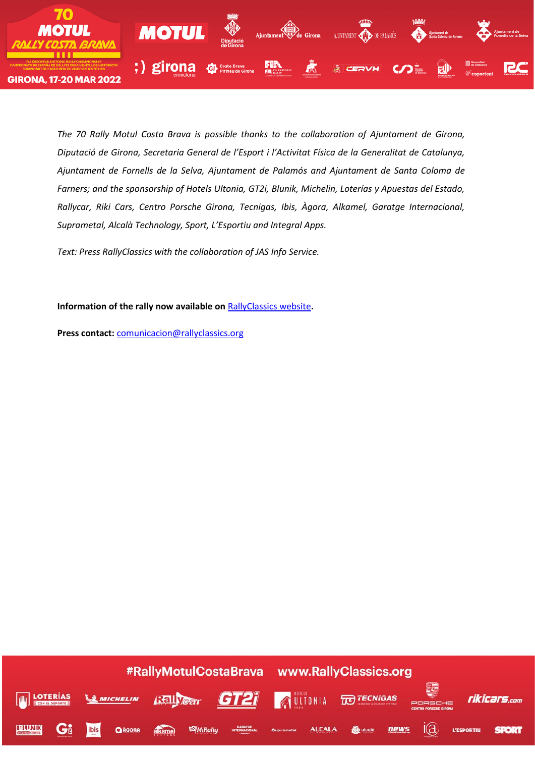*The 70 Rally Motul Costa Brava is possible thanks to the collaboration of Ajuntament de Girona, Diputació de Girona, Secretaria General de l'Esport i l'Activitat Física de la Generalitat de Catalunya, Ajuntament de Fornells de la Selva, Ajuntament de Palamós and Ajuntament de Santa Coloma de Farners; and the sponsorship of Hotels Ultonia, GT2i, Blunik, Michelin, Loterías y Apuestas del Estado, Rallycar, Riki Cars, Centro Porsche Girona, Tecnigas, Ibis, Àgora, Alkamel, Garatge Internacional, Suprametal, Alcalà Technology, Sport, L'Esportiu and Integral Apps.*

*Text: Press RallyClassics with the collaboration of JAS Info Service.*

**Information of the rally now available on** RallyClassics website**.**

**Press contact:** comunicacion@rallyclassics.org